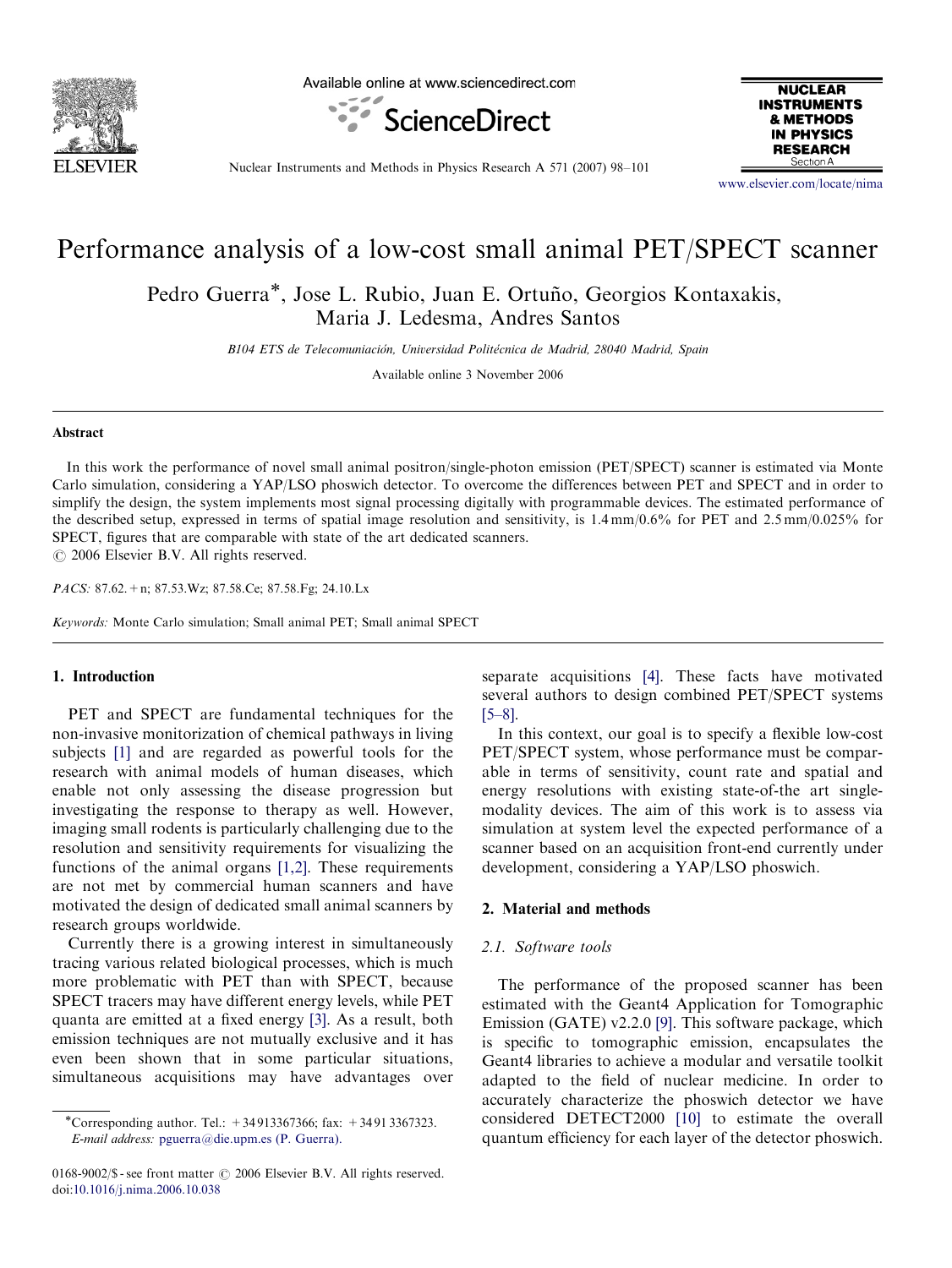# Performance analysis of a low-cost small animal PET/SPECT scanner

Pedro Guerra*, Jose L. Rubio, Juan E. Ortuño, Georgios Kontaxakis, Maria J. Ledesma, Andres Santos

*B104 ETS de Telecomuniación, Universidad Politécnica de Madrid, 28040 Madrid, Spain*

Available online 3 November 2006

## Abstract

In this work the performance of novel small animal positron/single-photon emission (PET/SPECT) scanner is estimated via Monte Carlo simulation, considering a YAP/LSO phoswich detector. To overcome the differences between PET and SPECT and in order to simplify the design, the system implements most signal processing digitally with programmable devices. The estimated performance of the described setup, expressed in terms of spatial image resolution and sensitivity, is 1.4 mm/0.6% for PET and 2.5 mm/0.025% for SPECT, figures that are comparable with state of the art dedicated scanners.

© 2006 Elsevier B.V. All rights reserved.

*PACS:* 87.62.+n; 87.53.Wz; 87.58.Ce; 87.58.Fg; 24.10.Lx

*Keywords:* Monte Carlo simulation; Small animal PET; Small animal SPECT

## 1. Introduction

PET and SPECT are fundamental techniques for the non-invasive monitorization of chemical pathways in living subjects [1] and are regarded as powerful tools for the research with animal models of human diseases, which enable not only assessing the disease progression but investigating the response to therapy as well. However, imaging small rodents is particularly challenging due to the resolution and sensitivity requirements for visualizing the functions of the animal organs [1,2]. These requirements are not met by commercial human scanners and have motivated the design of dedicated small animal scanners by research groups worldwide.

Currently there is a growing interest in simultaneously tracing various related biological processes, which is much more problematic with PET than with SPECT, because SPECT tracers may have different energy levels, while PET quanta are emitted at a fixed energy [3]. As a result, both emission techniques are not mutually exclusive and it has even been shown that in some particular situations, simultaneous acquisitions may have advantages over separate acquisitions [4]. These facts have motivated several authors to design combined PET/SPECT systems [5–8].

In this context, our goal is to specify a flexible low-cost PET/SPECT system, whose performance must be comparable in terms of sensitivity, count rate and spatial and energy resolutions with existing state-of-the art single-modality devices. The aim of this work is to assess via simulation at system level the expected performance of a scanner based on an acquisition front-end currently under development, considering a YAP/LSO phoswich.

## 2. Material and methods

### 2.1. Software tools

The performance of the proposed scanner has been estimated with the Geant4 Application for Tomographic Emission (GATE) v2.2.0 [9]. This software package, which is specific to tomographic emission, encapsulates the Geant4 libraries to achieve a modular and versatile toolkit adapted to the field of nuclear medicine. In order to accurately characterize the phoswich detector we have considered DETECT2000 [10] to estimate the overall quantum efficiency for each layer of the detector phoswich.

*Corresponding author. Tel.: +34 913367366; fax: +34 91 3367323.
*E-mail address:* pguerra@die.upm.es (P. Guerra).

0168-9002/$ - see front matter © 2006 Elsevier B.V. All rights reserved.
doi:10.1016/j.nima.2006.10.038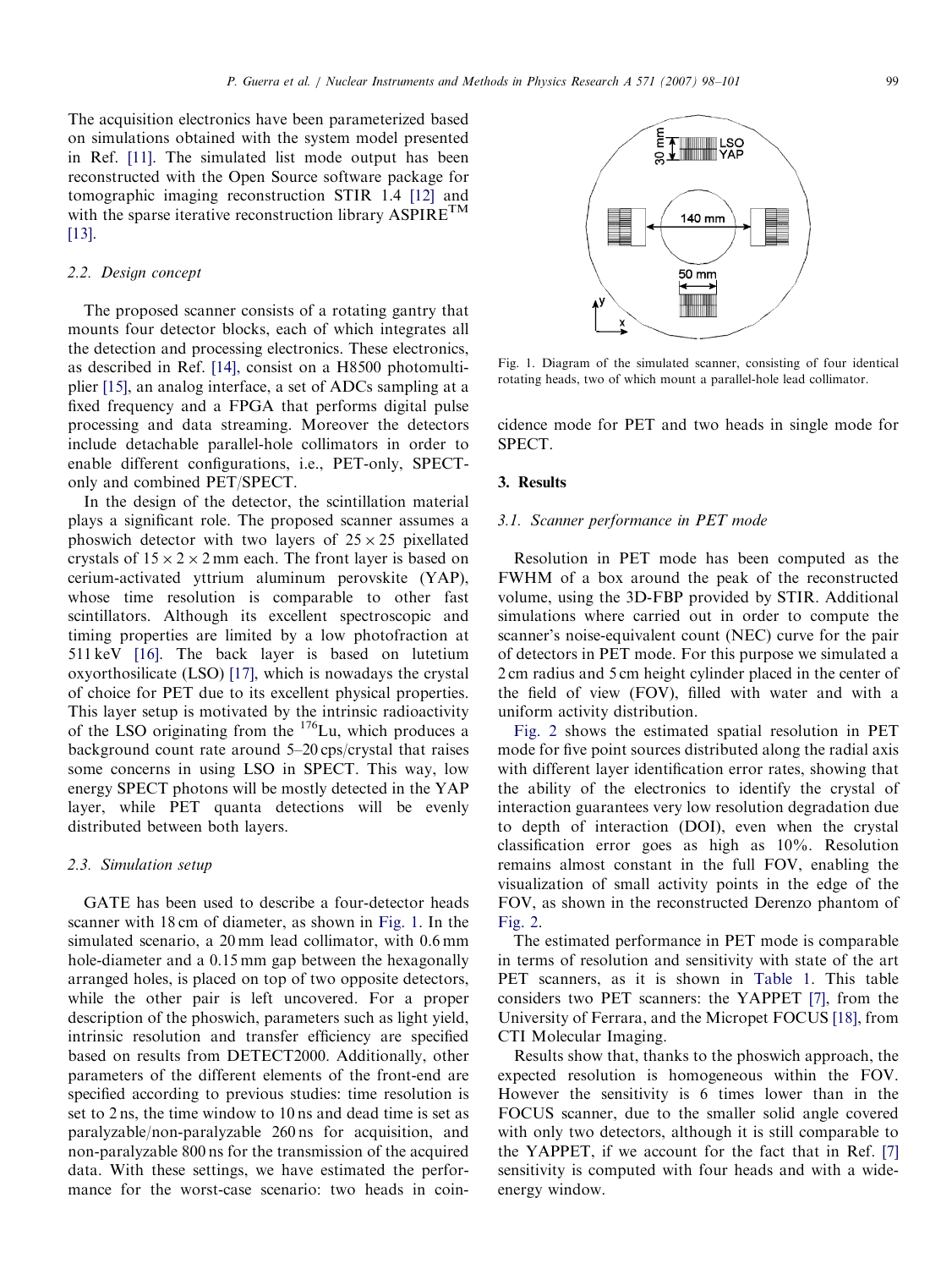The acquisition electronics have been parameterized based on simulations obtained with the system model presented in Ref. [11]. The simulated list mode output has been reconstructed with the Open Source software package for tomographic imaging reconstruction STIR 1.4 [12] and with the sparse iterative reconstruction library ASPIRE$^{TM}$ [13].

### 2.2. Design concept

The proposed scanner consists of a rotating gantry that mounts four detector blocks, each of which integrates all the detection and processing electronics. These electronics, as described in Ref. [14], consist on a H8500 photomultiplier [15], an analog interface, a set of ADCs sampling at a fixed frequency and a FPGA that performs digital pulse processing and data streaming. Moreover the detectors include detachable parallel-hole collimators in order to enable different configurations, i.e., PET-only, SPECT-only and combined PET/SPECT.

In the design of the detector, the scintillation material plays a significant role. The proposed scanner assumes a phoswich detector with two layers of $25 \times 25$ pixellated crystals of $15 \times 2 \times 2$ mm each. The front layer is based on cerium-activated yttrium aluminum perovskite (YAP), whose time resolution is comparable to other fast scintillators. Although its excellent spectroscopic and timing properties are limited by a low photofraction at 511 keV [16]. The back layer is based on lutetium oxyorthosilicate (LSO) [17], which is nowadays the crystal of choice for PET due to its excellent physical properties. This layer setup is motivated by the intrinsic radioactivity of the LSO originating from the $^{176}$Lu, which produces a background count rate around 5–20 cps/crystal that raises some concerns in using LSO in SPECT. This way, low energy SPECT photons will be mostly detected in the YAP layer, while PET quanta detections will be evenly distributed between both layers.

### 2.3. Simulation setup

GATE has been used to describe a four-detector heads scanner with 18 cm of diameter, as shown in Fig. 1. In the simulated scenario, a 20 mm lead collimator, with 0.6 mm hole-diameter and a 0.15 mm gap between the hexagonally arranged holes, is placed on top of two opposite detectors, while the other pair is left uncovered. For a proper description of the phoswich, parameters such as light yield, intrinsic resolution and transfer efficiency are specified based on results from DETECT2000. Additionally, other parameters of the different elements of the front-end are specified according to previous studies: time resolution is set to 2 ns, the time window to 10 ns and dead time is set as paralyzable/non-paralyzable 260 ns for acquisition, and non-paralyzable 800 ns for the transmission of the acquired data. With these settings, we have estimated the performance for the worst-case scenario: two heads in coincidence mode for PET and two heads in single mode for SPECT.

Fig. 1. Diagram of the simulated scanner, consisting of four identical rotating heads, two of which mount a parallel-hole lead collimator.

## 3. Results

### 3.1. Scanner performance in PET mode

Resolution in PET mode has been computed as the FWHM of a box around the peak of the reconstructed volume, using the 3D-FBP provided by STIR. Additional simulations where carried out in order to compute the scanner's noise-equivalent count (NEC) curve for the pair of detectors in PET mode. For this purpose we simulated a 2 cm radius and 5 cm height cylinder placed in the center of the field of view (FOV), filled with water and with a uniform activity distribution.

Fig. 2 shows the estimated spatial resolution in PET mode for five point sources distributed along the radial axis with different layer identification error rates, showing that the ability of the electronics to identify the crystal of interaction guarantees very low resolution degradation due to depth of interaction (DOI), even when the crystal classification error goes as high as 10%. Resolution remains almost constant in the full FOV, enabling the visualization of small activity points in the edge of the FOV, as shown in the reconstructed Derenzo phantom of Fig. 2.

The estimated performance in PET mode is comparable in terms of resolution and sensitivity with state of the art PET scanners, as it is shown in Table 1. This table considers two PET scanners: the YAPPET [7], from the University of Ferrara, and the Micropet FOCUS [18], from CTI Molecular Imaging.

Results show that, thanks to the phoswich approach, the expected resolution is homogeneous within the FOV. However the sensitivity is 6 times lower than in the FOCUS scanner, due to the smaller solid angle covered with only two detectors, although it is still comparable to the YAPPET, if we account for the fact that in Ref. [7] sensitivity is computed with four heads and with a wide-energy window.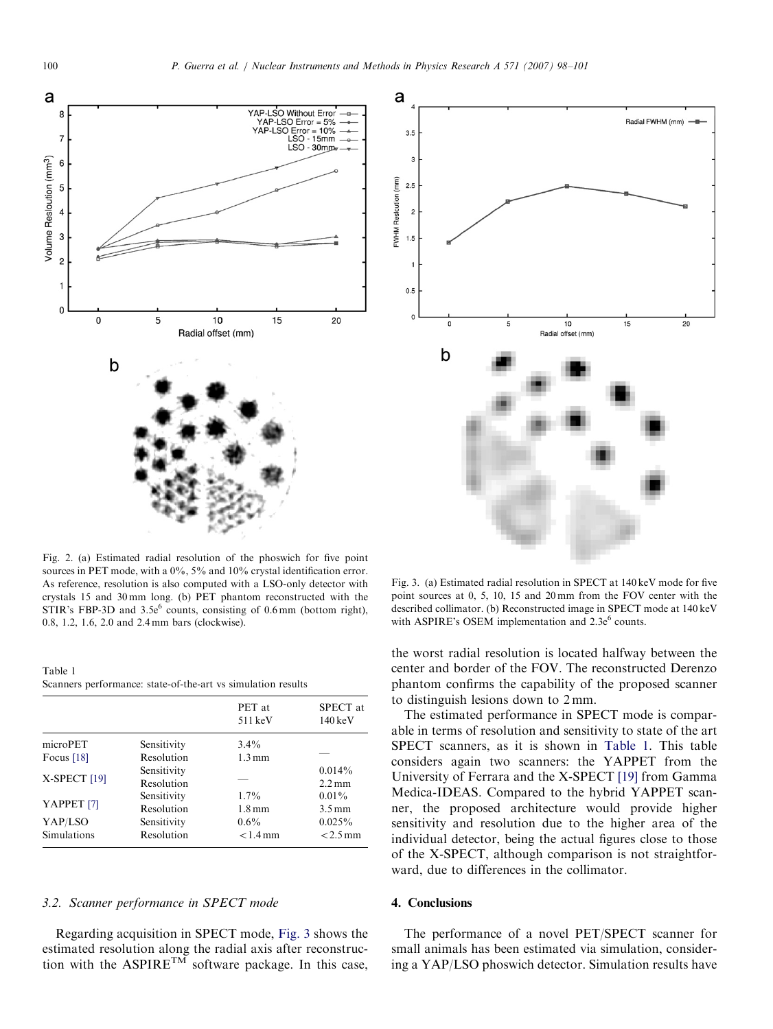Fig. 2. (a) Estimated radial resolution of the phoswich for five point sources in PET mode, with a 0%, 5% and 10% crystal identification error. As reference, resolution is also computed with a LSO-only detector with crystals 15 and 30 mm long. (b) PET phantom reconstructed with the STIR's FBP-3D and $3.5e^6$ counts, consisting of 0.6 mm (bottom right), 0.8, 1.2, 1.6, 2.0 and 2.4 mm bars (clockwise).

Fig. 3. (a) Estimated radial resolution in SPECT at 140 keV mode for five point sources at 0, 5, 10, 15 and 20 mm from the FOV center with the described collimator. (b) Reconstructed image in SPECT mode at 140 keV with ASPIRE's OSEM implementation and $2.3e^6$ counts.

Table 1
Scanners performance: state-of-the-art vs simulation results

| | | PET at 511 keV | SPECT at 140 keV |
|---|---|---|---|
| microPET Focus [18] | Sensitivity | 3.4% | — |
| | Resolution | 1.3 mm | |
| X-SPECT [19] | Sensitivity | — | 0.014% |
| | Resolution | | 2.2 mm |
| YAPPET [7] | Sensitivity | 1.7% | 0.01% |
| | Resolution | 1.8 mm | 3.5 mm |
| YAP/LSO Simulations | Sensitivity | 0.6% | 0.025% |
| | Resolution | <1.4 mm | <2.5 mm |

### 3.2. Scanner performance in SPECT mode

Regarding acquisition in SPECT mode, Fig. 3 shows the estimated resolution along the radial axis after reconstruction with the ASPIRE™ software package. In this case, the worst radial resolution is located halfway between the center and border of the FOV. The reconstructed Derenzo phantom confirms the capability of the proposed scanner to distinguish lesions down to 2 mm.

The estimated performance in SPECT mode is comparable in terms of resolution and sensitivity to state of the art SPECT scanners, as it is shown in Table 1. This table considers again two scanners: the YAPPET from the University of Ferrara and the X-SPECT [19] from Gamma Medica-IDEAS. Compared to the hybrid YAPPET scanner, the proposed architecture would provide higher sensitivity and resolution due to the higher area of the individual detector, being the actual figures close to those of the X-SPECT, although comparison is not straightforward, due to differences in the collimator.

## 4. Conclusions

The performance of a novel PET/SPECT scanner for small animals has been estimated via simulation, considering a YAP/LSO phoswich detector. Simulation results have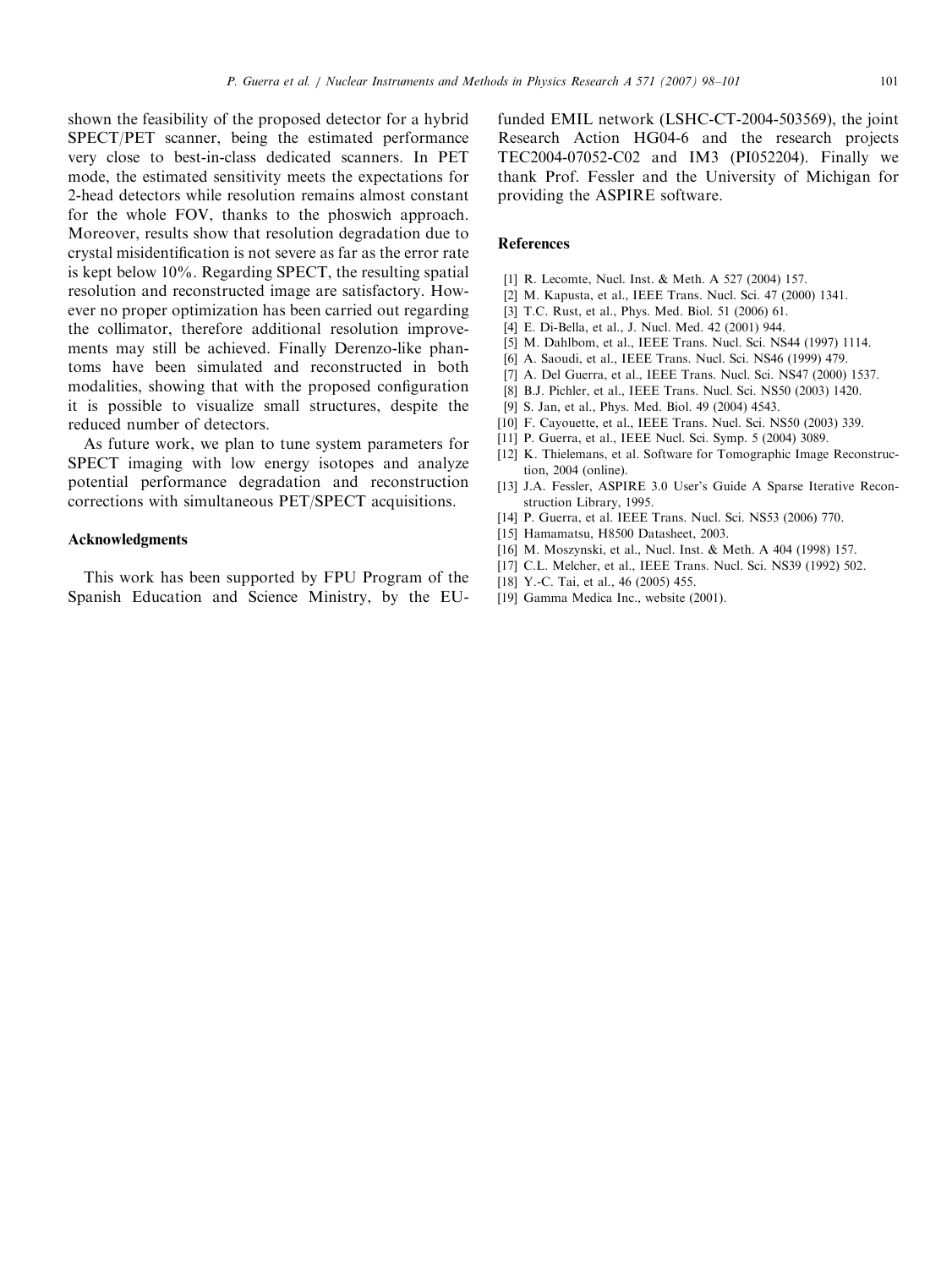shown the feasibility of the proposed detector for a hybrid SPECT/PET scanner, being the estimated performance very close to best-in-class dedicated scanners. In PET mode, the estimated sensitivity meets the expectations for 2-head detectors while resolution remains almost constant for the whole FOV, thanks to the phoswich approach. Moreover, results show that resolution degradation due to crystal misidentification is not severe as far as the error rate is kept below 10%. Regarding SPECT, the resulting spatial resolution and reconstructed image are satisfactory. However no proper optimization has been carried out regarding the collimator, therefore additional resolution improvements may still be achieved. Finally Derenzo-like phantoms have been simulated and reconstructed in both modalities, showing that with the proposed configuration it is possible to visualize small structures, despite the reduced number of detectors.

As future work, we plan to tune system parameters for SPECT imaging with low energy isotopes and analyze potential performance degradation and reconstruction corrections with simultaneous PET/SPECT acquisitions.

## Acknowledgments

This work has been supported by FPU Program of the Spanish Education and Science Ministry, by the EU-funded EMIL network (LSHC-CT-2004-503569), the joint Research Action HG04-6 and the research projects TEC2004-07052-C02 and IM3 (PI052204). Finally we thank Prof. Fessler and the University of Michigan for providing the ASPIRE software.

## References

[1] R. Lecomte, Nucl. Inst. & Meth. A 527 (2004) 157.
[2] M. Kapusta, et al., IEEE Trans. Nucl. Sci. 47 (2000) 1341.
[3] T.C. Rust, et al., Phys. Med. Biol. 51 (2006) 61.
[4] E. Di-Bella, et al., J. Nucl. Med. 42 (2001) 944.
[5] M. Dahlbom, et al., IEEE Trans. Nucl. Sci. NS44 (1997) 1114.
[6] A. Saoudi, et al., IEEE Trans. Nucl. Sci. NS46 (1999) 479.
[7] A. Del Guerra, et al., IEEE Trans. Nucl. Sci. NS47 (2000) 1537.
[8] B.J. Pichler, et al., IEEE Trans. Nucl. Sci. NS50 (2003) 1420.
[9] S. Jan, et al., Phys. Med. Biol. 49 (2004) 4543.
[10] F. Cayouette, et al., IEEE Trans. Nucl. Sci. NS50 (2003) 339.
[11] P. Guerra, et al., IEEE Nucl. Sci. Symp. 5 (2004) 3089.
[12] K. Thielemans, et al. Software for Tomographic Image Reconstruction, 2004 (online).
[13] J.A. Fessler, ASPIRE 3.0 User's Guide A Sparse Iterative Reconstruction Library, 1995.
[14] P. Guerra, et al. IEEE Trans. Nucl. Sci. NS53 (2006) 770.
[15] Hamamatsu, H8500 Datasheet, 2003.
[16] M. Moszynski, et al., Nucl. Inst. & Meth. A 404 (1998) 157.
[17] C.L. Melcher, et al., IEEE Trans. Nucl. Sci. NS39 (1992) 502.
[18] Y.-C. Tai, et al., 46 (2005) 455.
[19] Gamma Medica Inc., website (2001).